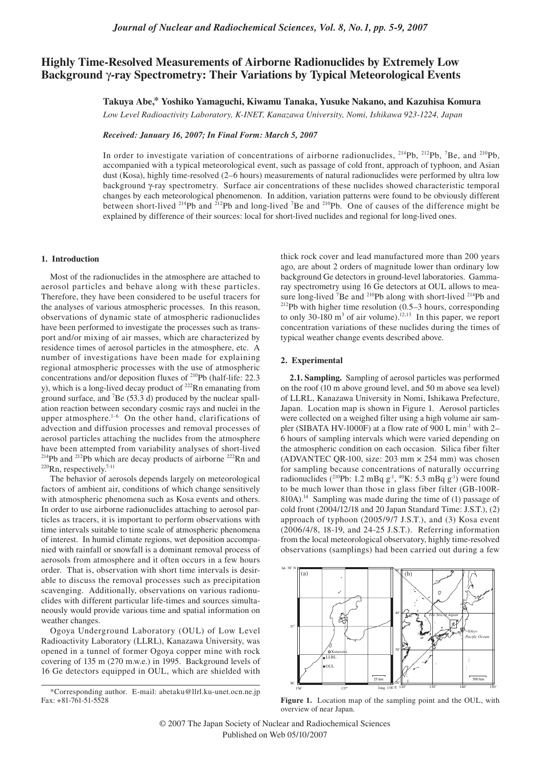# Highly Time-Resolved Measurements of Airborne Radionuclides by Extremely Low Background γ-ray Spectrometry: Their Variations by Typical Meteorological Events

**Takuya Abe,* Yoshiko Yamaguchi, Kiwamu Tanaka, Yusuke Nakano, and Kazuhisa Komura**

*Low Level Radioactivity Laboratory, K-INET, Kanazawa University, Nomi, Ishikawa 923-1224, Japan*

***Received: January 16, 2007; In Final Form: March 5, 2007***

In order to investigate variation of concentrations of airborne radionuclides, $^{214}$Pb, $^{212}$Pb, $^{7}$Be, and $^{210}$Pb, accompanied with a typical meteorological event, such as passage of cold front, approach of typhoon, and Asian dust (Kosa), highly time-resolved (2–6 hours) measurements of natural radionuclides were performed by ultra low background γ-ray spectrometry. Surface air concentrations of these nuclides showed characteristic temporal changes by each meteorological phenomenon. In addition, variation patterns were found to be obviously different between short-lived $^{214}$Pb and $^{212}$Pb and long-lived $^{7}$Be and $^{210}$Pb. One of causes of the difference might be explained by difference of their sources: local for short-lived nuclides and regional for long-lived ones.

## 1. Introduction

Most of the radionuclides in the atmosphere are attached to aerosol particles and behave along with these particles. Therefore, they have been considered to be useful tracers for the analyses of various atmospheric processes. In this reason, observations of dynamic state of atmospheric radionuclides have been performed to investigate the processes such as transport and/or mixing of air masses, which are characterized by residence times of aerosol particles in the atmosphere, etc. A number of investigations have been made for explaining regional atmospheric processes with the use of atmospheric concentrations and/or deposition fluxes of $^{210}$Pb (half-life: 22.3 y), which is a long-lived decay product of $^{222}$Rn emanating from ground surface, and $^{7}$Be (53.3 d) produced by the nuclear spallation reaction between secondary cosmic rays and nuclei in the upper atmosphere.[1-6] On the other hand, clarifications of advection and diffusion processes and removal processes of aerosol particles attaching the nuclides from the atmosphere have been attempted from variability analyses of short-lived $^{214}$Pb and $^{212}$Pb which are decay products of airborne $^{222}$Rn and $^{220}$Rn, respectively.[7-11]

The behavior of aerosols depends largely on meteorological factors of ambient air, conditions of which change sensitively with atmospheric phenomena such as Kosa events and others. In order to use airborne radionuclides attaching to aerosol particles as tracers, it is important to perform observations with time intervals suitable to time scale of atmospheric phenomena of interest. In humid climate regions, wet deposition accompanied with rainfall or snowfall is a dominant removal process of aerosols from atmosphere and it often occurs in a few hours order. That is, observation with short time intervals is desirable to discuss the removal processes such as precipitation scavenging. Additionally, observations on various radionuclides with different particular life-times and sources simultaneously would provide various time and spatial information on weather changes.

Ogoya Underground Laboratory (OUL) of Low Level Radioactivity Laboratory (LLRL), Kanazawa University, was opened in a tunnel of former Ogoya copper mine with rock covering of 135 m (270 m.w.e.) in 1995. Background levels of 16 Ge detectors equipped in OUL, which are shielded with thick rock cover and lead manufactured more than 200 years ago, are about 2 orders of magnitude lower than ordinary low background Ge detectors in ground-level laboratories. Gamma-ray spectrometry using 16 Ge detectors at OUL allows to measure long-lived $^{7}$Be and $^{210}$Pb along with short-lived $^{214}$Pb and $^{212}$Pb with higher time resolution (0.5–3 hours, corresponding to only 30-180 m$^{3}$ of air volume).[12,13] In this paper, we report concentration variations of these nuclides during the times of typical weather change events described above.

## 2. Experimental

**2.1. Sampling.** Sampling of aerosol particles was performed on the roof (10 m above ground level, and 50 m above sea level) of LLRL, Kanazawa University in Nomi, Ishikawa Prefecture, Japan. Location map is shown in Figure 1. Aerosol particles were collected on a weighed filter using a high volume air sampler (SIBATA HV-1000F) at a flow rate of 900 L min$^{-1}$ with 2–6 hours of sampling intervals which were varied depending on the atmospheric condition on each occasion. Silica fiber filter (ADVANTEC QR-100, size: 203 mm × 254 mm) was chosen for sampling because concentrations of naturally occurring radionuclides ($^{210}$Pb: 1.2 mBq g$^{-1}$, $^{40}$K: 5.3 mBq g$^{-1}$) were found to be much lower than those in glass fiber filter (GB-100R-810A).[14] Sampling was made during the time of (1) passage of cold front (2004/12/18 and 20 Japan Standard Time: J.S.T.), (2) approach of typhoon (2005/9/7 J.S.T.), and (3) Kosa event (2006/4/8, 18-19, and 24-25 J.S.T.). Referring information from the local meteorological observatory, highly time-resolved observations (samplings) had been carried out during a few

(a)
lat. 38° N
37°
36°
136°
137°
long. 138° E
Kanazawa
LLRL
OUL
25 km

(b)
50°
40°
30°
20°
120°
130°
140°
150°
The Sea of Japan
Tokyo
Pacific Ocean
500 km

**Figure 1.** Location map of the sampling point and the OUL, with overview of near Japan.

---

*Corresponding author. E-mail: abetaku@llrl.ku-unet.ocn.ne.jp Fax: +81-761-51-5528

© 2007 The Japan Society of Nuclear and Radiochemical Sciences
Published on Web 05/10/2007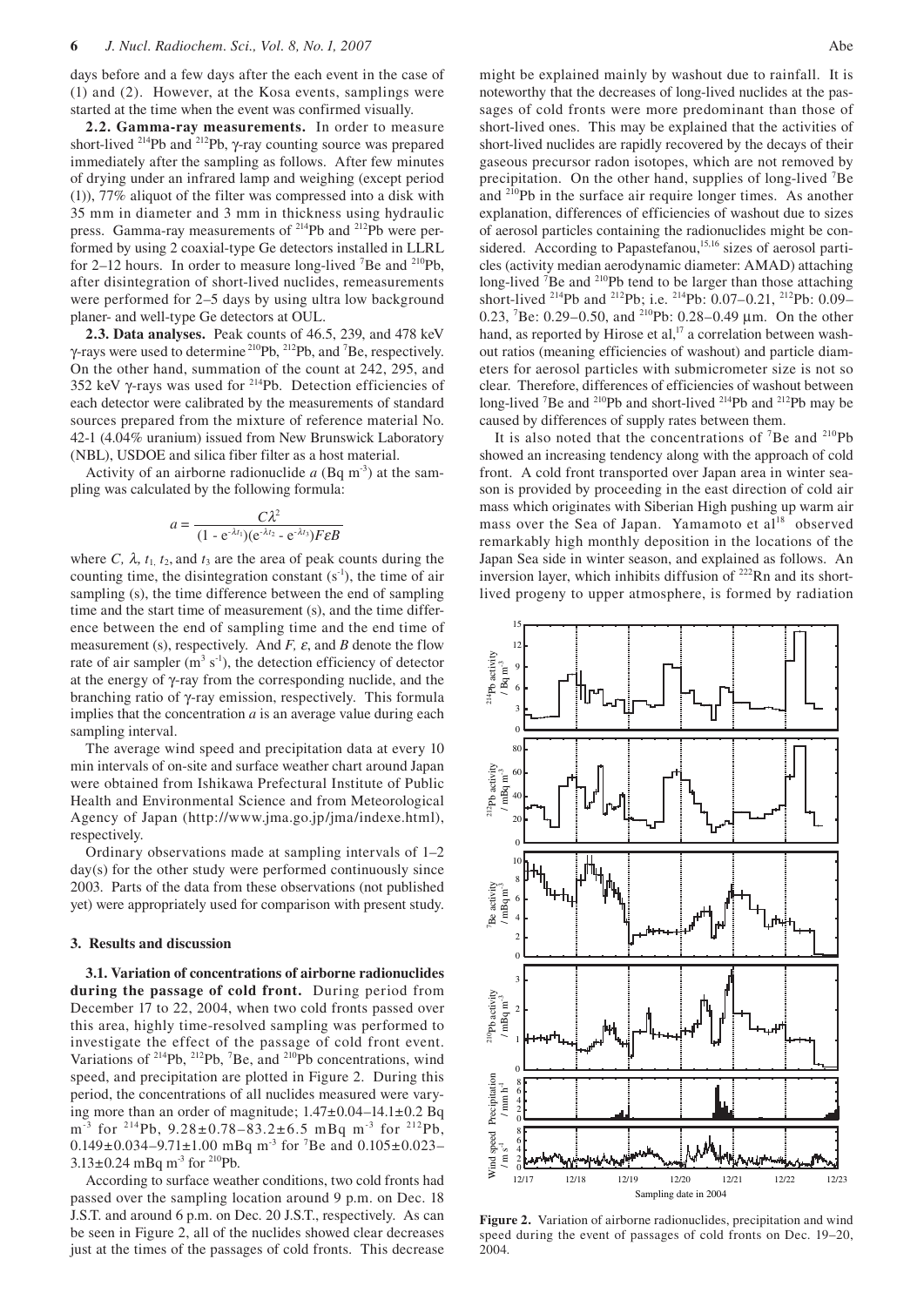days before and a few days after the each event in the case of (1) and (2). However, at the Kosa events, samplings were started at the time when the event was confirmed visually.

**2.2. Gamma-ray measurements.** In order to measure short-lived $^{214}$Pb and $^{212}$Pb, γ-ray counting source was prepared immediately after the sampling as follows. After few minutes of drying under an infrared lamp and weighing (except period (1)), 77% aliquot of the filter was compressed into a disk with 35 mm in diameter and 3 mm in thickness using hydraulic press. Gamma-ray measurements of $^{214}$Pb and $^{212}$Pb were performed by using 2 coaxial-type Ge detectors installed in LLRL for 2–12 hours. In order to measure long-lived $^{7}$Be and $^{210}$Pb, after disintegration of short-lived nuclides, remeasurements were performed for 2–5 days by using ultra low background planer- and well-type Ge detectors at OUL.

**2.3. Data analyses.** Peak counts of 46.5, 239, and 478 keV γ-rays were used to determine $^{210}$Pb, $^{212}$Pb, and $^{7}$Be, respectively. On the other hand, summation of the count at 242, 295, and 352 keV γ-rays was used for $^{214}$Pb. Detection efficiencies of each detector were calibrated by the measurements of standard sources prepared from the mixture of reference material No. 42-1 (4.04% uranium) issued from New Brunswick Laboratory (NBL), USDOE and silica fiber filter as a host material.

Activity of an airborne radionuclide $a$ (Bq m$^{-3}$) at the sampling was calculated by the following formula:

$$a = \frac{C\lambda^2}{(1 - e^{-\lambda t_1})(e^{-\lambda t_2} - e^{-\lambda t_3})F\varepsilon B}$$

where $C$, $\lambda$, $t_1$, $t_2$, and $t_3$ are the area of peak counts during the counting time, the disintegration constant (s$^{-1}$), the time of air sampling (s), the time difference between the end of sampling time and the start time of measurement (s), and the time difference between the end of sampling time and the end time of measurement (s), respectively. And $F$, $\varepsilon$, and $B$ denote the flow rate of air sampler (m$^3$ s$^{-1}$), the detection efficiency of detector at the energy of γ-ray from the corresponding nuclide, and the branching ratio of γ-ray emission, respectively. This formula implies that the concentration $a$ is an average value during each sampling interval.

The average wind speed and precipitation data at every 10 min intervals of on-site and surface weather chart around Japan were obtained from Ishikawa Prefectural Institute of Public Health and Environmental Science and from Meteorological Agency of Japan (http://www.jma.go.jp/jma/indexe.html), respectively.

Ordinary observations made at sampling intervals of 1–2 day(s) for the other study were performed continuously since 2003. Parts of the data from these observations (not published yet) were appropriately used for comparison with present study.

## 3. Results and discussion

**3.1. Variation of concentrations of airborne radionuclides during the passage of cold front.** During period from December 17 to 22, 2004, when two cold fronts passed over this area, highly time-resolved sampling was performed to investigate the effect of the passage of cold front event. Variations of $^{214}$Pb, $^{212}$Pb, $^{7}$Be, and $^{210}$Pb concentrations, wind speed, and precipitation are plotted in Figure 2. During this period, the concentrations of all nuclides measured were varying more than an order of magnitude; 1.47±0.04–14.1±0.2 Bq m$^{-3}$ for $^{214}$Pb, 9.28±0.78–83.2±6.5 mBq m$^{-3}$ for $^{212}$Pb, 0.149±0.034–9.71±1.00 mBq m$^{-3}$ for $^{7}$Be and 0.105±0.023–3.13±0.24 mBq m$^{-3}$ for $^{210}$Pb.

According to surface weather conditions, two cold fronts had passed over the sampling location around 9 p.m. on Dec. 18 J.S.T. and around 6 p.m. on Dec. 20 J.S.T., respectively. As can be seen in Figure 2, all of the nuclides showed clear decreases just at the times of the passages of cold fronts. This decrease might be explained mainly by washout due to rainfall. It is noteworthy that the decreases of long-lived nuclides at the passages of cold fronts were more predominant than those of short-lived ones. This may be explained that the activities of short-lived nuclides are rapidly recovered by the decays of their gaseous precursor radon isotopes, which are not removed by precipitation. On the other hand, supplies of long-lived $^{7}$Be and $^{210}$Pb in the surface air require longer times. As another explanation, differences of efficiencies of washout due to sizes of aerosol particles containing the radionuclides might be considered. According to Papastefanou,[15,16] sizes of aerosol particles (activity median aerodynamic diameter: AMAD) attaching long-lived $^{7}$Be and $^{210}$Pb tend to be larger than those attaching short-lived $^{214}$Pb and $^{212}$Pb; i.e. $^{214}$Pb: 0.07–0.21, $^{212}$Pb: 0.09–0.23, $^{7}$Be: 0.29–0.50, and $^{210}$Pb: 0.28–0.49 µm. On the other hand, as reported by Hirose et al,[17] a correlation between washout ratios (meaning efficiencies of washout) and particle diameters for aerosol particles with submicrometer size is not so clear. Therefore, differences of efficiencies of washout between long-lived $^{7}$Be and $^{210}$Pb and short-lived $^{214}$Pb and $^{212}$Pb may be caused by differences of supply rates between them.

It is also noted that the concentrations of $^{7}$Be and $^{210}$Pb showed an increasing tendency along with the approach of cold front. A cold front transported over Japan area in winter season is provided by proceeding in the east direction of cold air mass which originates with Siberian High pushing up warm air mass over the Sea of Japan. Yamamoto et al[18] observed remarkably high monthly deposition in the locations of the Japan Sea side in winter season, and explained as follows. An inversion layer, which inhibits diffusion of $^{222}$Rn and its short-lived progeny to upper atmosphere, is formed by radiation

$^{214}$Pb activity / Bq m$^{-3}$
0 3 6 9 12 15

$^{212}$Pb activity / mBq m$^{-3}$
0 20 40 60 80

$^{7}$Be activity / mBq m$^{-3}$
0 2 4 6 8 10

$^{210}$Pb activity / mBq m$^{-3}$
0 1 2 3

Precipitation / mm h$^{-1}$
0 2 4 6 8

Wind speed / m s$^{-1}$
0 2 4 6 8

12/17 12/18 12/19 12/20 12/21 12/22 12/23

Sampling date in 2004

**Figure 2.** Variation of airborne radionuclides, precipitation and wind speed during the event of passages of cold fronts on Dec. 19–20, 2004.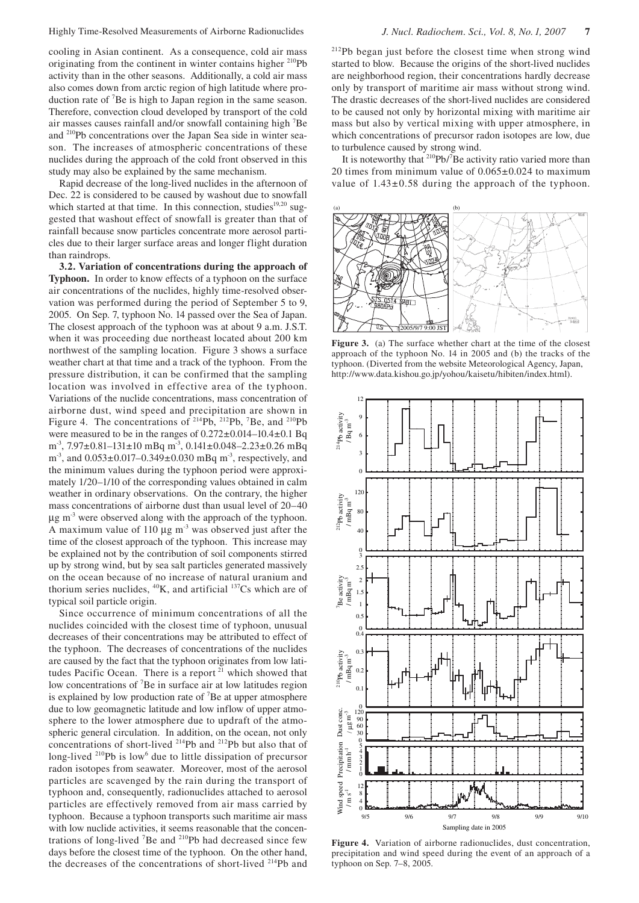cooling in Asian continent. As a consequence, cold air mass originating from the continent in winter contains higher $^{210}$Pb activity than in the other seasons. Additionally, a cold air mass also comes down from arctic region of high latitude where production rate of $^{7}$Be is high to Japan region in the same season. Therefore, convection cloud developed by transport of the cold air masses causes rainfall and/or snowfall containing high $^{7}$Be and $^{210}$Pb concentrations over the Japan Sea side in winter season. The increases of atmospheric concentrations of these nuclides during the approach of the cold front observed in this study may also be explained by the same mechanism.

Rapid decrease of the long-lived nuclides in the afternoon of Dec. 22 is considered to be caused by washout due to snowfall which started at that time. In this connection, studies[19,20] suggested that washout effect of snowfall is greater than that of rainfall because snow particles concentrate more aerosol particles due to their larger surface areas and longer flight duration than raindrops.

**3.2. Variation of concentrations during the approach of Typhoon.** In order to know effects of a typhoon on the surface air concentrations of the nuclides, highly time-resolved observation was performed during the period of September 5 to 9, 2005. On Sep. 7, typhoon No. 14 passed over the Sea of Japan. The closest approach of the typhoon was at about 9 a.m. J.S.T. when it was proceeding due northeast located about 200 km northwest of the sampling location. Figure 3 shows a surface weather chart at that time and a track of the typhoon. From the pressure distribution, it can be confirmed that the sampling location was involved in effective area of the typhoon. Variations of the nuclide concentrations, mass concentration of airborne dust, wind speed and precipitation are shown in Figure 4. The concentrations of $^{214}$Pb, $^{212}$Pb, $^{7}$Be, and $^{210}$Pb were measured to be in the ranges of 0.272±0.014–10.4±0.1 Bq m$^{-3}$, 7.97±0.81–131±10 mBq m$^{-3}$, 0.141±0.048–2.23±0.26 mBq m$^{-3}$, and 0.053±0.017–0.349±0.030 mBq m$^{-3}$, respectively, and the minimum values during the typhoon period were approximately 1/20–1/10 of the corresponding values obtained in calm weather in ordinary observations. On the contrary, the higher mass concentrations of airborne dust than usual level of 20–40 μg m$^{-3}$ were observed along with the approach of the typhoon. A maximum value of 110 μg m$^{-3}$ was observed just after the time of the closest approach of the typhoon. This increase may be explained not by the contribution of soil components stirred up by strong wind, but by sea salt particles generated massively on the ocean because of no increase of natural uranium and thorium series nuclides, $^{40}$K, and artificial $^{137}$Cs which are of typical soil particle origin.

Since occurrence of minimum concentrations of all the nuclides coincided with the closest time of typhoon, unusual decreases of their concentrations may be attributed to effect of the typhoon. The decreases of concentrations of the nuclides are caused by the fact that the typhoon originates from low latitudes Pacific Ocean. There is a report [21] which showed that low concentrations of $^{7}$Be in surface air at low latitudes region is explained by low production rate of $^{7}$Be at upper atmosphere due to low geomagnetic latitude and low inflow of upper atmosphere to the lower atmosphere due to updraft of the atmospheric general circulation. In addition, on the ocean, not only concentrations of short-lived $^{214}$Pb and $^{212}$Pb but also that of long-lived $^{210}$Pb is low[6] due to little dissipation of precursor radon isotopes from seawater. Moreover, most of the aerosol particles are scavenged by the rain during the transport of typhoon and, consequently, radionuclides attached to aerosol particles are effectively removed from air mass carried by typhoon. Because a typhoon transports such maritime air mass with low nuclide activities, it seems reasonable that the concentrations of long-lived $^{7}$Be and $^{210}$Pb had decreased since few days before the closest time of the typhoon. On the other hand, the decreases of the concentrations of short-lived $^{214}$Pb and $^{212}$Pb began just before the closest time when strong wind started to blow. Because the origins of the short-lived nuclides are neighborhood region, their concentrations hardly decrease only by transport of maritime air mass without strong wind. The drastic decreases of the short-lived nuclides are considered to be caused not only by horizontal mixing with maritime air mass but also by vertical mixing with upper atmosphere, in which concentrations of precursor radon isotopes are low, due to turbulence caused by strong wind.

It is noteworthy that $^{210}$Pb/$^{7}$Be activity ratio varied more than 20 times from minimum value of 0.065±0.024 to maximum value of 1.43±0.58 during the approach of the typhoon.

(a) (b)

STS 0514 NABI
980hPa
2005/9/7 9:00 JST

**Figure 3.** (a) The surface whether chart at the time of the closest approach of the typhoon No. 14 in 2005 and (b) the tracks of the typhoon. (Diverted from the website Meteorological Agency, Japan, http://www.data.kishou.go.jp/yohou/kaisetu/hibiten/index.html).

$^{214}$Pb activity / Bq m$^{-3}$
0 3 6 9 12

$^{212}$Pb activity / mBq m$^{-3}$
0 40 80 120

$^{7}$Be activity / mBq m$^{-3}$
0 0.5 1 1.5 2 2.5 3

$^{210}$Pb activity / mBq m$^{-3}$
0 0.1 0.2 0.3 0.4

Dust conc. / μg m$^{-3}$
0 30 60 90 120

Precipitation / mm h$^{-1}$
0 1 2 3 4 5

Wind speed / m s$^{-1}$
0 4 8 12

9/5 9/6 9/7 9/8 9/9 9/10

Sampling date in 2005

**Figure 4.** Variation of airborne radionuclides, dust concentration, precipitation and wind speed during the event of an approach of a typhoon on Sep. 7–8, 2005.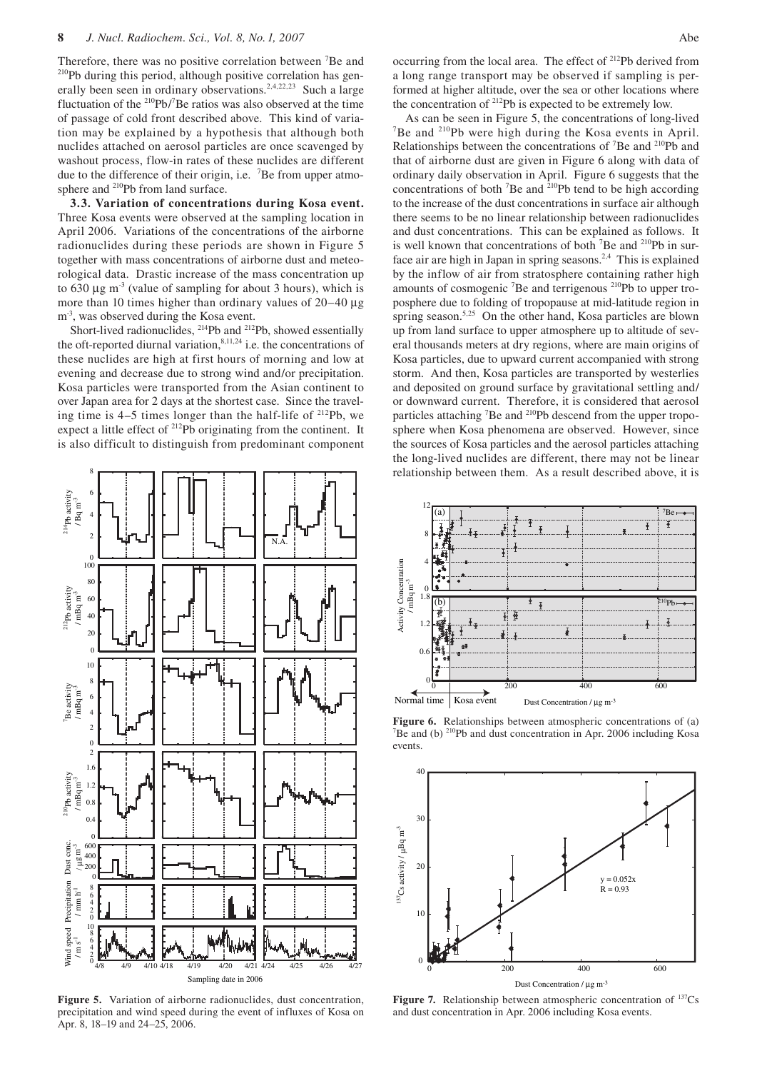Therefore, there was no positive correlation between $^{7}$Be and $^{210}$Pb during this period, although positive correlation has generally been seen in ordinary observations.[2,4,22,23] Such a large fluctuation of the $^{210}$Pb/$^{7}$Be ratios was also observed at the time of passage of cold front described above. This kind of variation may be explained by a hypothesis that although both nuclides attached on aerosol particles are once scavenged by washout process, flow-in rates of these nuclides are different due to the difference of their origin, i.e. $^{7}$Be from upper atmosphere and $^{210}$Pb from land surface.

**3.3. Variation of concentrations during Kosa event.** Three Kosa events were observed at the sampling location in April 2006. Variations of the concentrations of the airborne radionuclides during these periods are shown in Figure 5 together with mass concentrations of airborne dust and meteorological data. Drastic increase of the mass concentration up to 630 μg m$^{-3}$ (value of sampling for about 3 hours), which is more than 10 times higher than ordinary values of 20–40 μg m$^{-3}$, was observed during the Kosa event.

Short-lived radionuclides, $^{214}$Pb and $^{212}$Pb, showed essentially the oft-reported diurnal variation,[8,11,24] i.e. the concentrations of these nuclides are high at first hours of morning and low at evening and decrease due to strong wind and/or precipitation. Kosa particles were transported from the Asian continent to over Japan area for 2 days at the shortest case. Since the traveling time is 4–5 times longer than the half-life of $^{212}$Pb, we expect a little effect of $^{212}$Pb originating from the continent. It is also difficult to distinguish from predominant component occurring from the local area. The effect of $^{212}$Pb derived from a long range transport may be observed if sampling is performed at higher altitude, over the sea or other locations where the concentration of $^{212}$Pb is expected to be extremely low.

As can be seen in Figure 5, the concentrations of long-lived $^{7}$Be and $^{210}$Pb were high during the Kosa events in April. Relationships between the concentrations of $^{7}$Be and $^{210}$Pb and that of airborne dust are given in Figure 6 along with data of ordinary daily observation in April. Figure 6 suggests that the concentrations of both $^{7}$Be and $^{210}$Pb tend to be high according to the increase of the dust concentrations in surface air although there seems to be no linear relationship between radionuclides and dust concentrations. This can be explained as follows. It is well known that concentrations of both $^{7}$Be and $^{210}$Pb in surface air are high in Japan in spring seasons.[2,4] This is explained by the inflow of air from stratosphere containing rather high amounts of cosmogenic $^{7}$Be and terrigenous $^{210}$Pb to upper troposphere due to folding of tropopause at mid-latitude region in spring season.[5,25] On the other hand, Kosa particles are blown up from land surface to upper atmosphere up to altitude of several thousands meters at dry regions, where are main origins of Kosa particles, due to upward current accompanied with strong storm. And then, Kosa particles are transported by westerlies and deposited on ground surface by gravitational settling and/or downward current. Therefore, it is considered that aerosol particles attaching $^{7}$Be and $^{210}$Pb descend from the upper troposphere when Kosa phenomena are observed. However, since the sources of Kosa particles and the aerosol particles attaching the long-lived nuclides are different, there may not be linear relationship between them. As a result described above, it is

$^{214}$Pb activity / Bq m$^{-3}$
N.A.
$^{212}$Pb activity / mBq m$^{-3}$
$^{7}$Be activity / mBq m$^{-3}$
$^{210}$Pb activity / mBq m$^{-3}$
Dust conc. / μg m$^{-3}$
Precipitation / mm h$^{-1}$
Wind speed / m s$^{-1}$
4/8 4/9 4/10 4/18 4/19 4/20 4/21 4/24 4/25 4/26 4/27
Sampling date in 2006

**Figure 5.** Variation of airborne radionuclides, dust concentration, precipitation and wind speed during the event of influxes of Kosa on Apr. 8, 18–19 and 24–25, 2006.

(a) $^{7}$Be
(b) $^{210}$Pb
Activity Concentration / mBq m$^{-3}$
Normal time | Kosa event
Dust Concentration / μg m$^{-3}$

**Figure 6.** Relationships between atmospheric concentrations of (a) $^{7}$Be and (b) $^{210}$Pb and dust concentration in Apr. 2006 including Kosa events.

$^{137}$Cs activity / μBq m$^{-3}$
y = 0.052x
R = 0.93
Dust Concentration / μg m$^{-3}$

**Figure 7.** Relationship between atmospheric concentration of $^{137}$Cs and dust concentration in Apr. 2006 including Kosa events.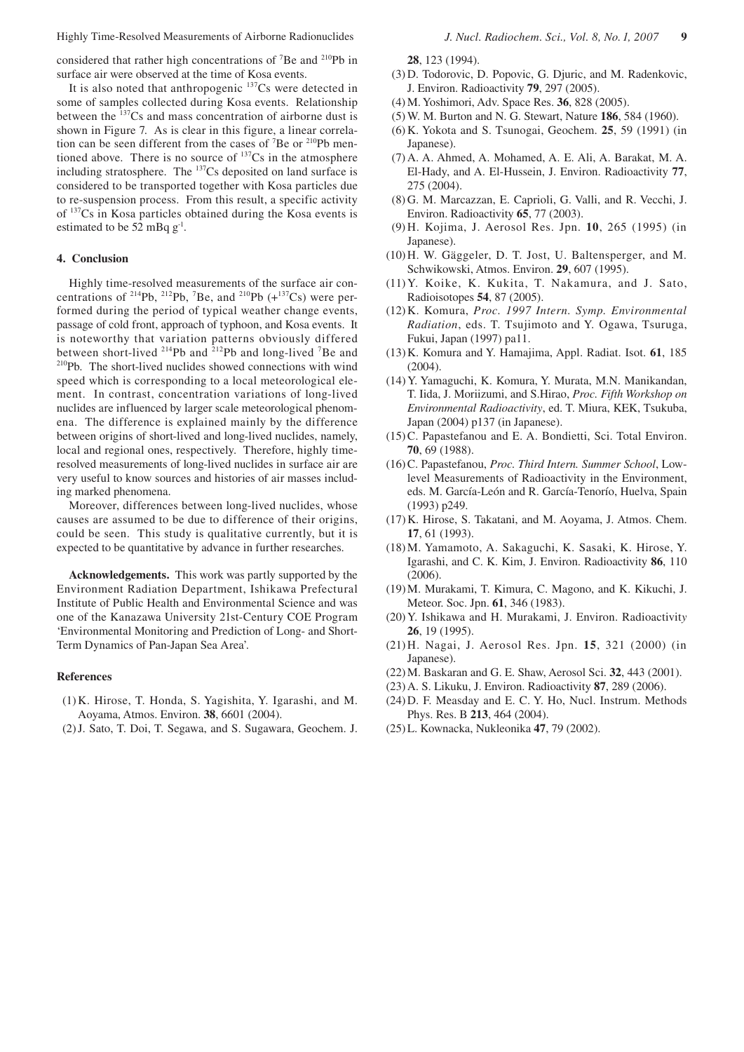considered that rather high concentrations of $^{7}$Be and $^{210}$Pb in surface air were observed at the time of Kosa events.

It is also noted that anthropogenic $^{137}$Cs were detected in some of samples collected during Kosa events. Relationship between the $^{137}$Cs and mass concentration of airborne dust is shown in Figure 7. As is clear in this figure, a linear correlation can be seen different from the cases of $^{7}$Be or $^{210}$Pb mentioned above. There is no source of $^{137}$Cs in the atmosphere including stratosphere. The $^{137}$Cs deposited on land surface is considered to be transported together with Kosa particles due to re-suspension process. From this result, a specific activity of $^{137}$Cs in Kosa particles obtained during the Kosa events is estimated to be 52 mBq g$^{-1}$.

## 4. Conclusion

Highly time-resolved measurements of the surface air concentrations of $^{214}$Pb, $^{212}$Pb, $^{7}$Be, and $^{210}$Pb (+$^{137}$Cs) were performed during the period of typical weather change events, passage of cold front, approach of typhoon, and Kosa events. It is noteworthy that variation patterns obviously differed between short-lived $^{214}$Pb and $^{212}$Pb and long-lived $^{7}$Be and $^{210}$Pb. The short-lived nuclides showed connections with wind speed which is corresponding to a local meteorological element. In contrast, concentration variations of long-lived nuclides are influenced by larger scale meteorological phenomena. The difference is explained mainly by the difference between origins of short-lived and long-lived nuclides, namely, local and regional ones, respectively. Therefore, highly time-resolved measurements of long-lived nuclides in surface air are very useful to know sources and histories of air masses including marked phenomena.

Moreover, differences between long-lived nuclides, whose causes are assumed to be due to difference of their origins, could be seen. This study is qualitative currently, but it is expected to be quantitative by advance in further researches.

**Acknowledgements.** This work was partly supported by the Environment Radiation Department, Ishikawa Prefectural Institute of Public Health and Environmental Science and was one of the Kanazawa University 21st-Century COE Program 'Environmental Monitoring and Prediction of Long- and Short-Term Dynamics of Pan-Japan Sea Area'.

### References

(1) K. Hirose, T. Honda, S. Yagishita, Y. Igarashi, and M. Aoyama, Atmos. Environ. **38**, 6601 (2004).

(2) J. Sato, T. Doi, T. Segawa, and S. Sugawara, Geochem. J. **28**, 123 (1994).

(3) D. Todorovic, D. Popovic, G. Djuric, and M. Radenkovic, J. Environ. Radioactivity **79**, 297 (2005).

(4) M. Yoshimori, Adv. Space Res. **36**, 828 (2005).

(5) W. M. Burton and N. G. Stewart, Nature **186**, 584 (1960).

(6) K. Yokota and S. Tsunogai, Geochem. **25**, 59 (1991) (in Japanese).

(7) A. A. Ahmed, A. Mohamed, A. E. Ali, A. Barakat, M. A. El-Hady, and A. El-Hussein, J. Environ. Radioactivity **77**, 275 (2004).

(8) G. M. Marcazzan, E. Caprioli, G. Valli, and R. Vecchi, J. Environ. Radioactivity **65**, 77 (2003).

(9) H. Kojima, J. Aerosol Res. Jpn. **10**, 265 (1995) (in Japanese).

(10) H. W. Gäggeler, D. T. Jost, U. Baltensperger, and M. Schwikowski, Atmos. Environ. **29**, 607 (1995).

(11) Y. Koike, K. Kukita, T. Nakamura, and J. Sato, Radioisotopes **54**, 87 (2005).

(12) K. Komura, *Proc. 1997 Intern. Symp. Environmental Radiation*, eds. T. Tsujimoto and Y. Ogawa, Tsuruga, Fukui, Japan (1997) pa11.

(13) K. Komura and Y. Hamajima, Appl. Radiat. Isot. **61**, 185 (2004).

(14) Y. Yamaguchi, K. Komura, Y. Murata, M.N. Manikandan, T. Iida, J. Moriizumi, and S.Hirao, *Proc. Fifth Workshop on Environmental Radioactivity*, ed. T. Miura, KEK, Tsukuba, Japan (2004) p137 (in Japanese).

(15) C. Papastefanou and E. A. Bondietti, Sci. Total Environ. **70**, 69 (1988).

(16) C. Papastefanou, *Proc. Third Intern. Summer School*, Low-level Measurements of Radioactivity in the Environment, eds. M. García-León and R. García-Tenorío, Huelva, Spain (1993) p249.

(17) K. Hirose, S. Takatani, and M. Aoyama, J. Atmos. Chem. **17**, 61 (1993).

(18) M. Yamamoto, A. Sakaguchi, K. Sasaki, K. Hirose, Y. Igarashi, and C. K. Kim, J. Environ. Radioactivity **86**, 110 (2006).

(19) M. Murakami, T. Kimura, C. Magono, and K. Kikuchi, J. Meteor. Soc. Jpn. **61**, 346 (1983).

(20) Y. Ishikawa and H. Murakami, J. Environ. Radioactivity **26**, 19 (1995).

(21) H. Nagai, J. Aerosol Res. Jpn. **15**, 321 (2000) (in Japanese).

(22) M. Baskaran and G. E. Shaw, Aerosol Sci. **32**, 443 (2001).

(23) A. S. Likuku, J. Environ. Radioactivity **87**, 289 (2006).

(24) D. F. Measday and E. C. Y. Ho, Nucl. Instrum. Methods Phys. Res. B **213**, 464 (2004).

(25) L. Kownacka, Nukleonika **47**, 79 (2002).